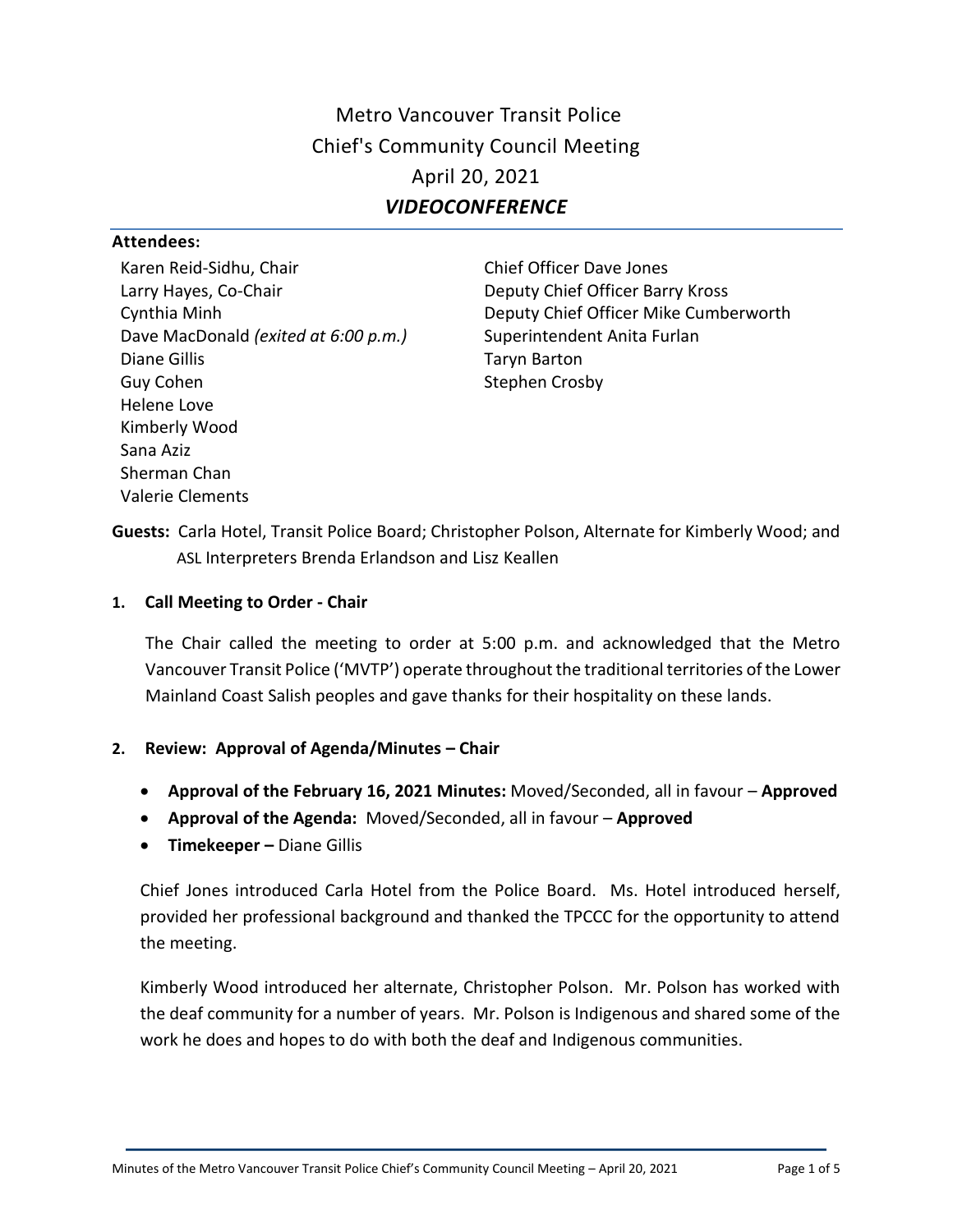# Metro Vancouver Transit Police
# Chief's Community Council Meeting
# April 20, 2021
# ***VIDEOCONFERENCE***

**Attendees:**

Karen Reid-Sidhu, Chair
Larry Hayes, Co-Chair
Cynthia Minh
Dave MacDonald *(exited at 6:00 p.m.)*
Diane Gillis
Guy Cohen
Helene Love
Kimberly Wood
Sana Aziz
Sherman Chan
Valerie Clements

Chief Officer Dave Jones
Deputy Chief Officer Barry Kross
Deputy Chief Officer Mike Cumberworth
Superintendent Anita Furlan
Taryn Barton
Stephen Crosby

**Guests:** Carla Hotel, Transit Police Board; Christopher Polson, Alternate for Kimberly Wood; and ASL Interpreters Brenda Erlandson and Lisz Keallen

## 1. Call Meeting to Order - Chair

The Chair called the meeting to order at 5:00 p.m. and acknowledged that the Metro Vancouver Transit Police ('MVTP') operate throughout the traditional territories of the Lower Mainland Coast Salish peoples and gave thanks for their hospitality on these lands.

## 2. Review: Approval of Agenda/Minutes – Chair

- **Approval of the February 16, 2021 Minutes:** Moved/Seconded, all in favour – **Approved**
- **Approval of the Agenda:** Moved/Seconded, all in favour – **Approved**
- **Timekeeper –** Diane Gillis

Chief Jones introduced Carla Hotel from the Police Board. Ms. Hotel introduced herself, provided her professional background and thanked the TPCCC for the opportunity to attend the meeting.

Kimberly Wood introduced her alternate, Christopher Polson. Mr. Polson has worked with the deaf community for a number of years. Mr. Polson is Indigenous and shared some of the work he does and hopes to do with both the deaf and Indigenous communities.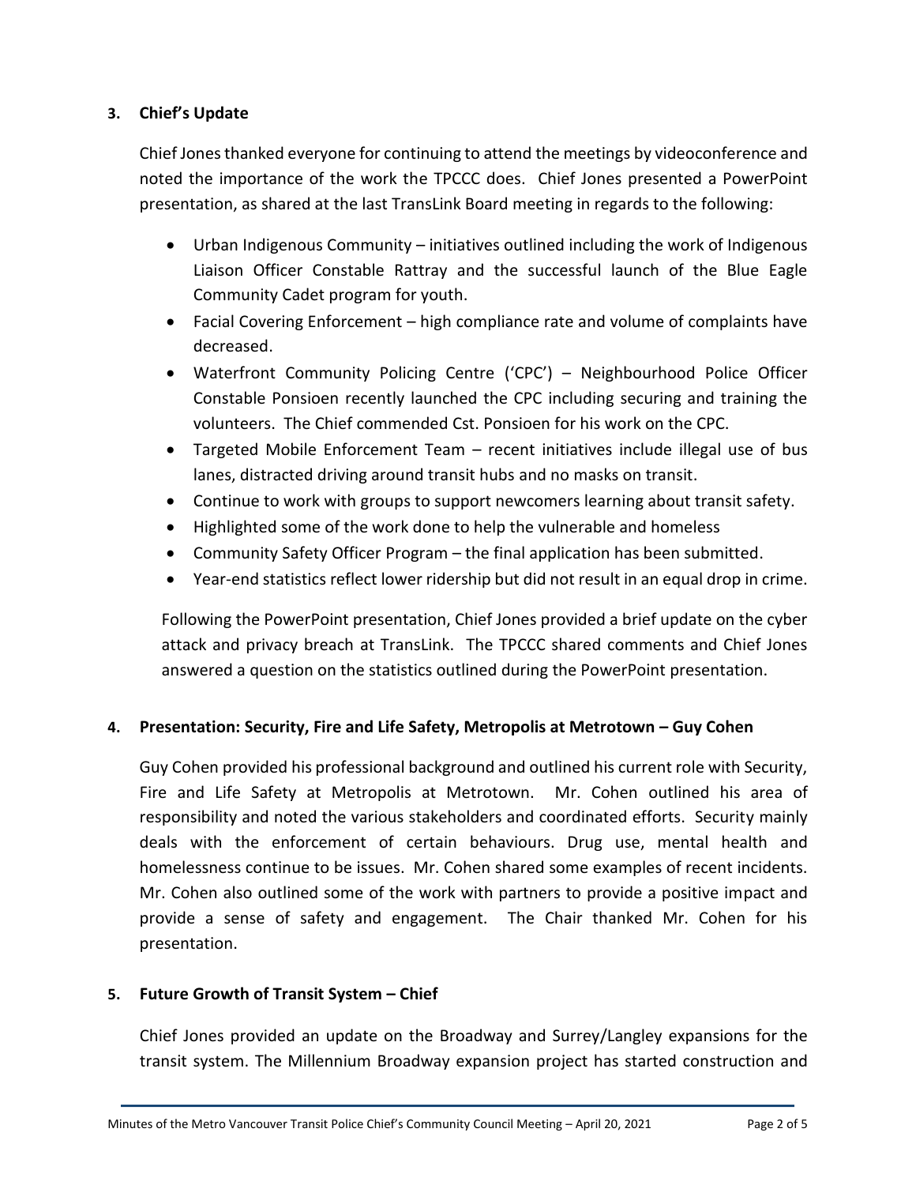## 3. Chief's Update

Chief Jones thanked everyone for continuing to attend the meetings by videoconference and noted the importance of the work the TPCCC does. Chief Jones presented a PowerPoint presentation, as shared at the last TransLink Board meeting in regards to the following:

- Urban Indigenous Community – initiatives outlined including the work of Indigenous Liaison Officer Constable Rattray and the successful launch of the Blue Eagle Community Cadet program for youth.
- Facial Covering Enforcement – high compliance rate and volume of complaints have decreased.
- Waterfront Community Policing Centre ('CPC') – Neighbourhood Police Officer Constable Ponsioen recently launched the CPC including securing and training the volunteers. The Chief commended Cst. Ponsioen for his work on the CPC.
- Targeted Mobile Enforcement Team – recent initiatives include illegal use of bus lanes, distracted driving around transit hubs and no masks on transit.
- Continue to work with groups to support newcomers learning about transit safety.
- Highlighted some of the work done to help the vulnerable and homeless
- Community Safety Officer Program – the final application has been submitted.
- Year-end statistics reflect lower ridership but did not result in an equal drop in crime.

Following the PowerPoint presentation, Chief Jones provided a brief update on the cyber attack and privacy breach at TransLink. The TPCCC shared comments and Chief Jones answered a question on the statistics outlined during the PowerPoint presentation.

## 4. Presentation: Security, Fire and Life Safety, Metropolis at Metrotown – Guy Cohen

Guy Cohen provided his professional background and outlined his current role with Security, Fire and Life Safety at Metropolis at Metrotown. Mr. Cohen outlined his area of responsibility and noted the various stakeholders and coordinated efforts. Security mainly deals with the enforcement of certain behaviours. Drug use, mental health and homelessness continue to be issues. Mr. Cohen shared some examples of recent incidents. Mr. Cohen also outlined some of the work with partners to provide a positive impact and provide a sense of safety and engagement. The Chair thanked Mr. Cohen for his presentation.

## 5. Future Growth of Transit System – Chief

Chief Jones provided an update on the Broadway and Surrey/Langley expansions for the transit system. The Millennium Broadway expansion project has started construction and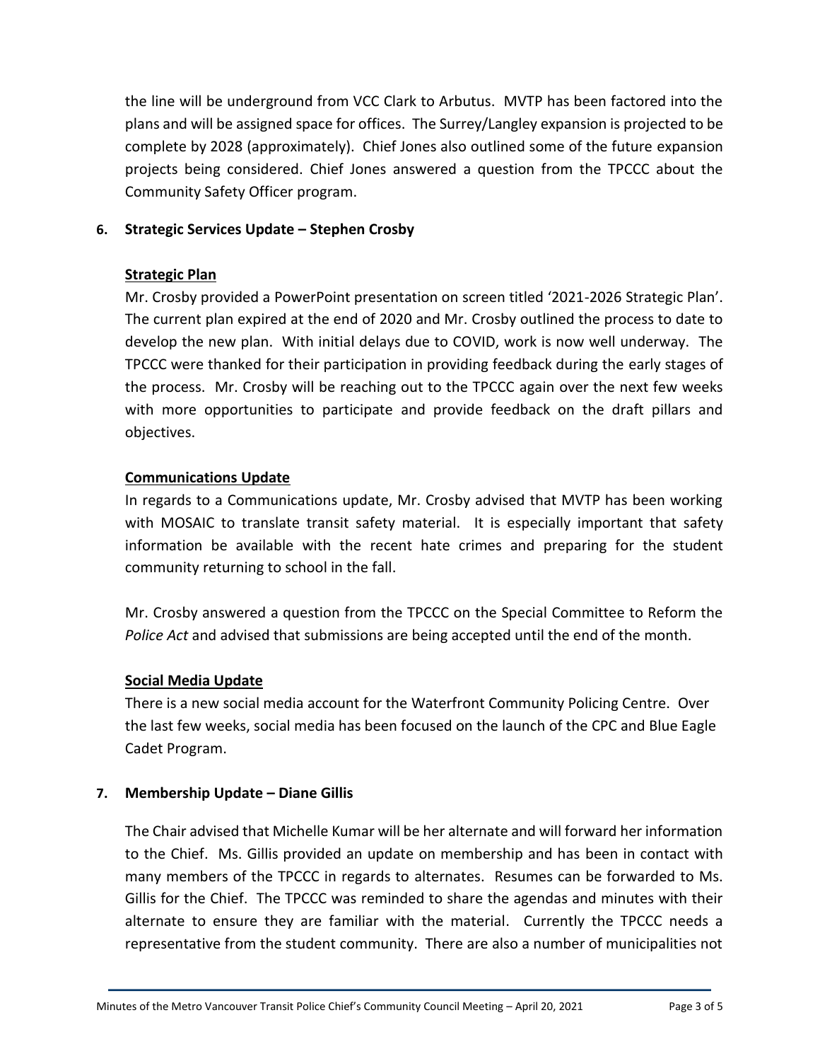the line will be underground from VCC Clark to Arbutus. MVTP has been factored into the plans and will be assigned space for offices. The Surrey/Langley expansion is projected to be complete by 2028 (approximately). Chief Jones also outlined some of the future expansion projects being considered. Chief Jones answered a question from the TPCCC about the Community Safety Officer program.

**6. Strategic Services Update – Stephen Crosby**

**Strategic Plan**

Mr. Crosby provided a PowerPoint presentation on screen titled '2021-2026 Strategic Plan'. The current plan expired at the end of 2020 and Mr. Crosby outlined the process to date to develop the new plan. With initial delays due to COVID, work is now well underway. The TPCCC were thanked for their participation in providing feedback during the early stages of the process. Mr. Crosby will be reaching out to the TPCCC again over the next few weeks with more opportunities to participate and provide feedback on the draft pillars and objectives.

**Communications Update**

In regards to a Communications update, Mr. Crosby advised that MVTP has been working with MOSAIC to translate transit safety material. It is especially important that safety information be available with the recent hate crimes and preparing for the student community returning to school in the fall.

Mr. Crosby answered a question from the TPCCC on the Special Committee to Reform the *Police Act* and advised that submissions are being accepted until the end of the month.

**Social Media Update**

There is a new social media account for the Waterfront Community Policing Centre. Over the last few weeks, social media has been focused on the launch of the CPC and Blue Eagle Cadet Program.

**7. Membership Update – Diane Gillis**

The Chair advised that Michelle Kumar will be her alternate and will forward her information to the Chief. Ms. Gillis provided an update on membership and has been in contact with many members of the TPCCC in regards to alternates. Resumes can be forwarded to Ms. Gillis for the Chief. The TPCCC was reminded to share the agendas and minutes with their alternate to ensure they are familiar with the material. Currently the TPCCC needs a representative from the student community. There are also a number of municipalities not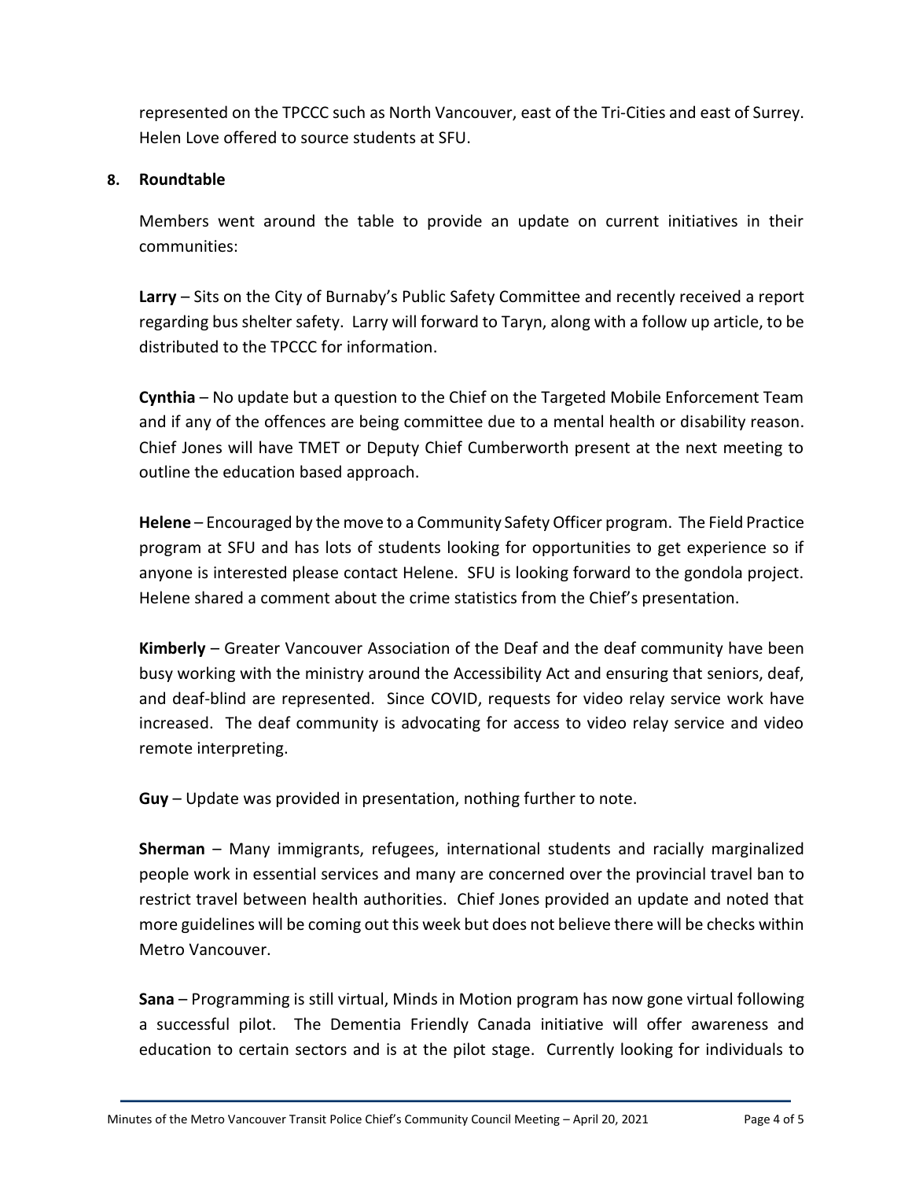represented on the TPCCC such as North Vancouver, east of the Tri-Cities and east of Surrey. Helen Love offered to source students at SFU.

## 8. Roundtable

Members went around the table to provide an update on current initiatives in their communities:

**Larry** – Sits on the City of Burnaby's Public Safety Committee and recently received a report regarding bus shelter safety. Larry will forward to Taryn, along with a follow up article, to be distributed to the TPCCC for information.

**Cynthia** – No update but a question to the Chief on the Targeted Mobile Enforcement Team and if any of the offences are being committee due to a mental health or disability reason. Chief Jones will have TMET or Deputy Chief Cumberworth present at the next meeting to outline the education based approach.

**Helene** – Encouraged by the move to a Community Safety Officer program. The Field Practice program at SFU and has lots of students looking for opportunities to get experience so if anyone is interested please contact Helene. SFU is looking forward to the gondola project. Helene shared a comment about the crime statistics from the Chief's presentation.

**Kimberly** – Greater Vancouver Association of the Deaf and the deaf community have been busy working with the ministry around the Accessibility Act and ensuring that seniors, deaf, and deaf-blind are represented. Since COVID, requests for video relay service work have increased. The deaf community is advocating for access to video relay service and video remote interpreting.

**Guy** – Update was provided in presentation, nothing further to note.

**Sherman** – Many immigrants, refugees, international students and racially marginalized people work in essential services and many are concerned over the provincial travel ban to restrict travel between health authorities. Chief Jones provided an update and noted that more guidelines will be coming out this week but does not believe there will be checks within Metro Vancouver.

**Sana** – Programming is still virtual, Minds in Motion program has now gone virtual following a successful pilot. The Dementia Friendly Canada initiative will offer awareness and education to certain sectors and is at the pilot stage. Currently looking for individuals to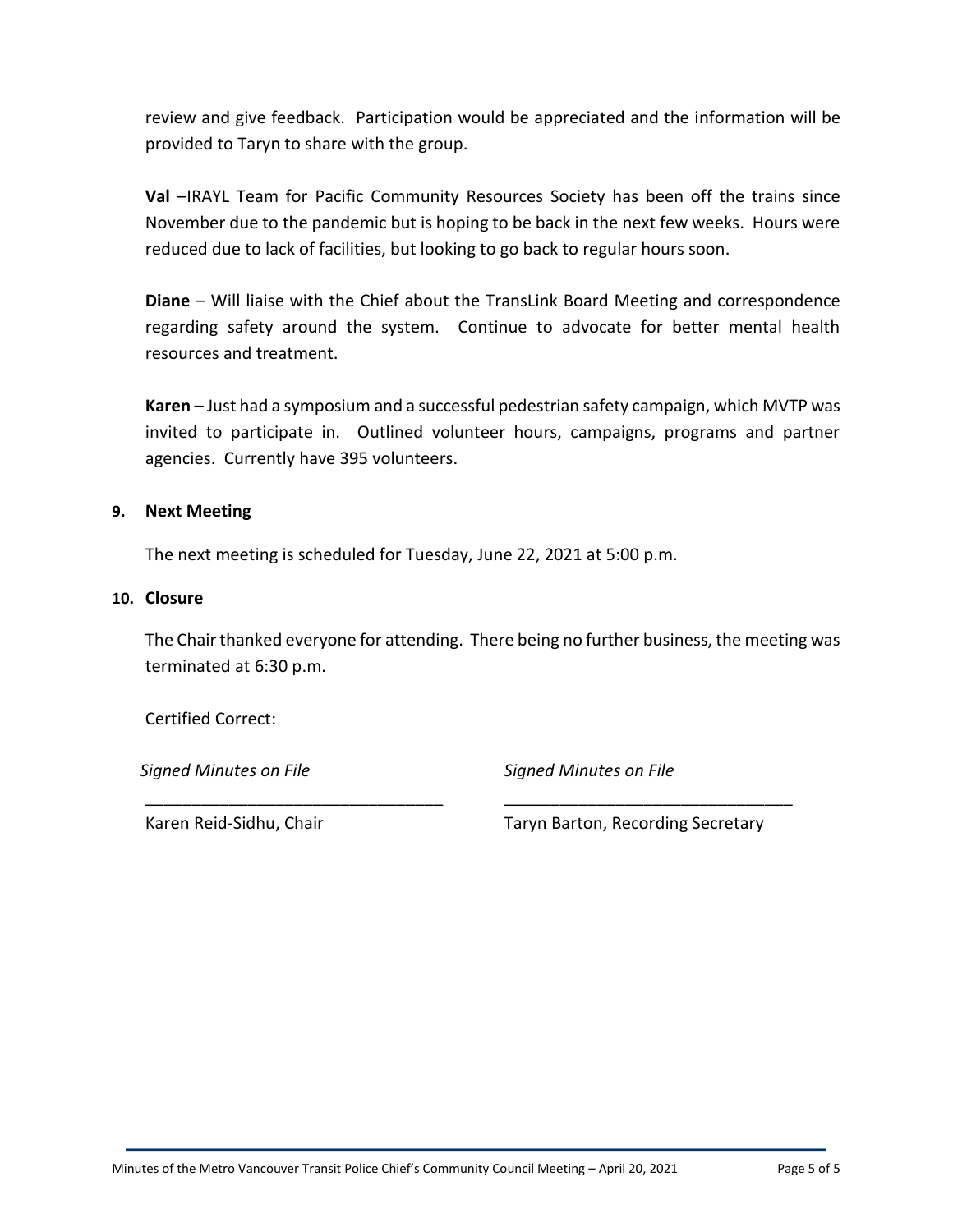review and give feedback. Participation would be appreciated and the information will be provided to Taryn to share with the group.

**Val** –IRAYL Team for Pacific Community Resources Society has been off the trains since November due to the pandemic but is hoping to be back in the next few weeks. Hours were reduced due to lack of facilities, but looking to go back to regular hours soon.

**Diane** – Will liaise with the Chief about the TransLink Board Meeting and correspondence regarding safety around the system. Continue to advocate for better mental health resources and treatment.

**Karen** – Just had a symposium and a successful pedestrian safety campaign, which MVTP was invited to participate in. Outlined volunteer hours, campaigns, programs and partner agencies. Currently have 395 volunteers.

**9. Next Meeting**

The next meeting is scheduled for Tuesday, June 22, 2021 at 5:00 p.m.

**10. Closure**

The Chair thanked everyone for attending. There being no further business, the meeting was terminated at 6:30 p.m.

Certified Correct:

| | |
|---|---|
| *Signed Minutes on File* | *Signed Minutes on File* |
| \_\_\_\_\_\_\_\_\_\_\_\_\_\_\_\_\_\_\_\_\_\_\_\_\_\_\_\_\_\_\_\_ | \_\_\_\_\_\_\_\_\_\_\_\_\_\_\_\_\_\_\_\_\_\_\_\_\_\_\_\_\_\_\_\_ |
| Karen Reid-Sidhu, Chair | Taryn Barton, Recording Secretary |